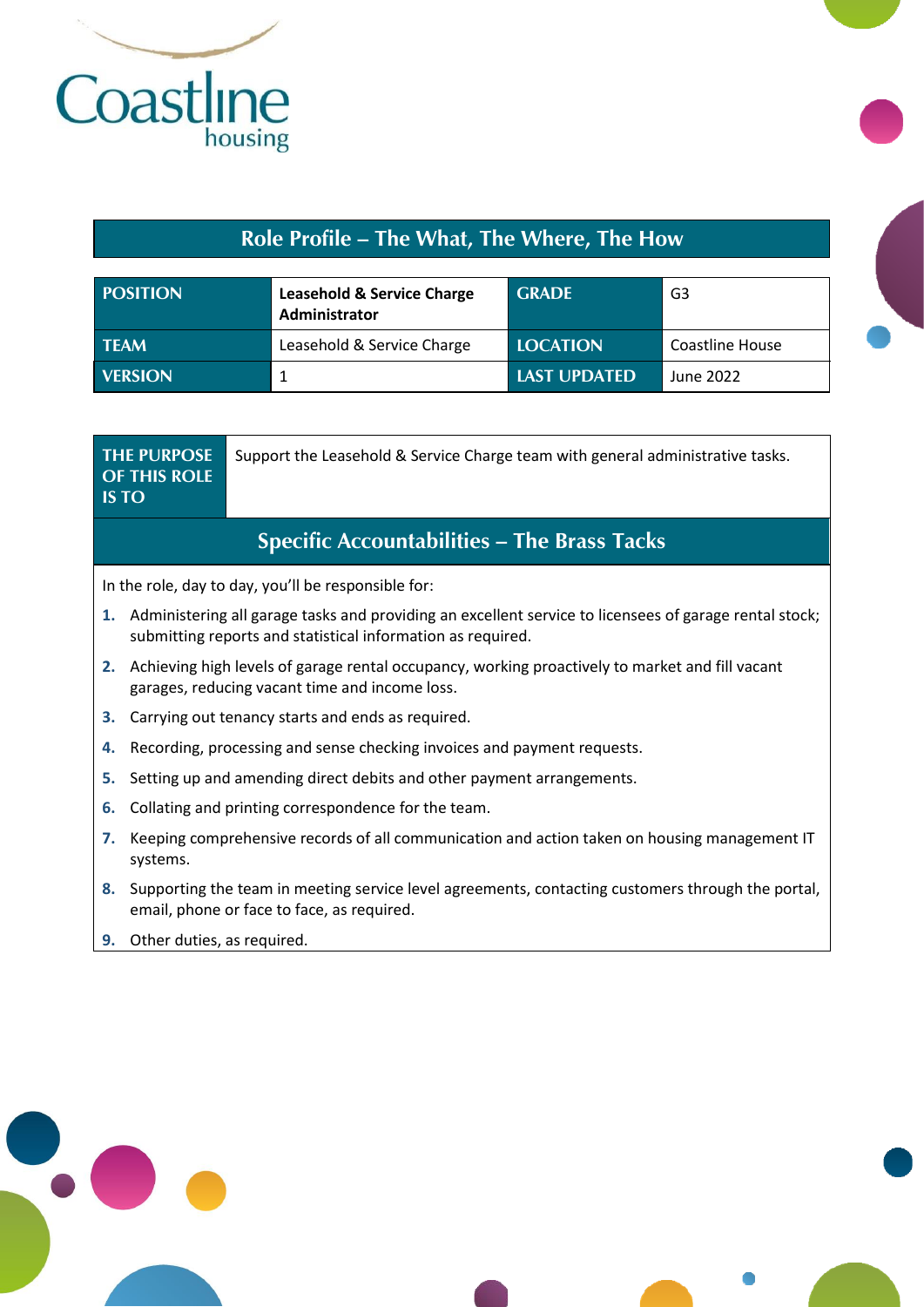Coastline housing

## Role Profile – The What, The Where, The How

| POSITION | Leasehold & Service Charge Administrator | GRADE | G3 |
|---|---|---|---|
| TEAM | Leasehold & Service Charge | LOCATION | Coastline House |
| VERSION | 1 | LAST UPDATED | June 2022 |

| THE PURPOSE OF THIS ROLE IS TO | Support the Leasehold & Service Charge team with general administrative tasks. |
|---|---|

## Specific Accountabilities – The Brass Tacks

In the role, day to day, you'll be responsible for:

1. Administering all garage tasks and providing an excellent service to licensees of garage rental stock; submitting reports and statistical information as required.
2. Achieving high levels of garage rental occupancy, working proactively to market and fill vacant garages, reducing vacant time and income loss.
3. Carrying out tenancy starts and ends as required.
4. Recording, processing and sense checking invoices and payment requests.
5. Setting up and amending direct debits and other payment arrangements.
6. Collating and printing correspondence for the team.
7. Keeping comprehensive records of all communication and action taken on housing management IT systems.
8. Supporting the team in meeting service level agreements, contacting customers through the portal, email, phone or face to face, as required.
9. Other duties, as required.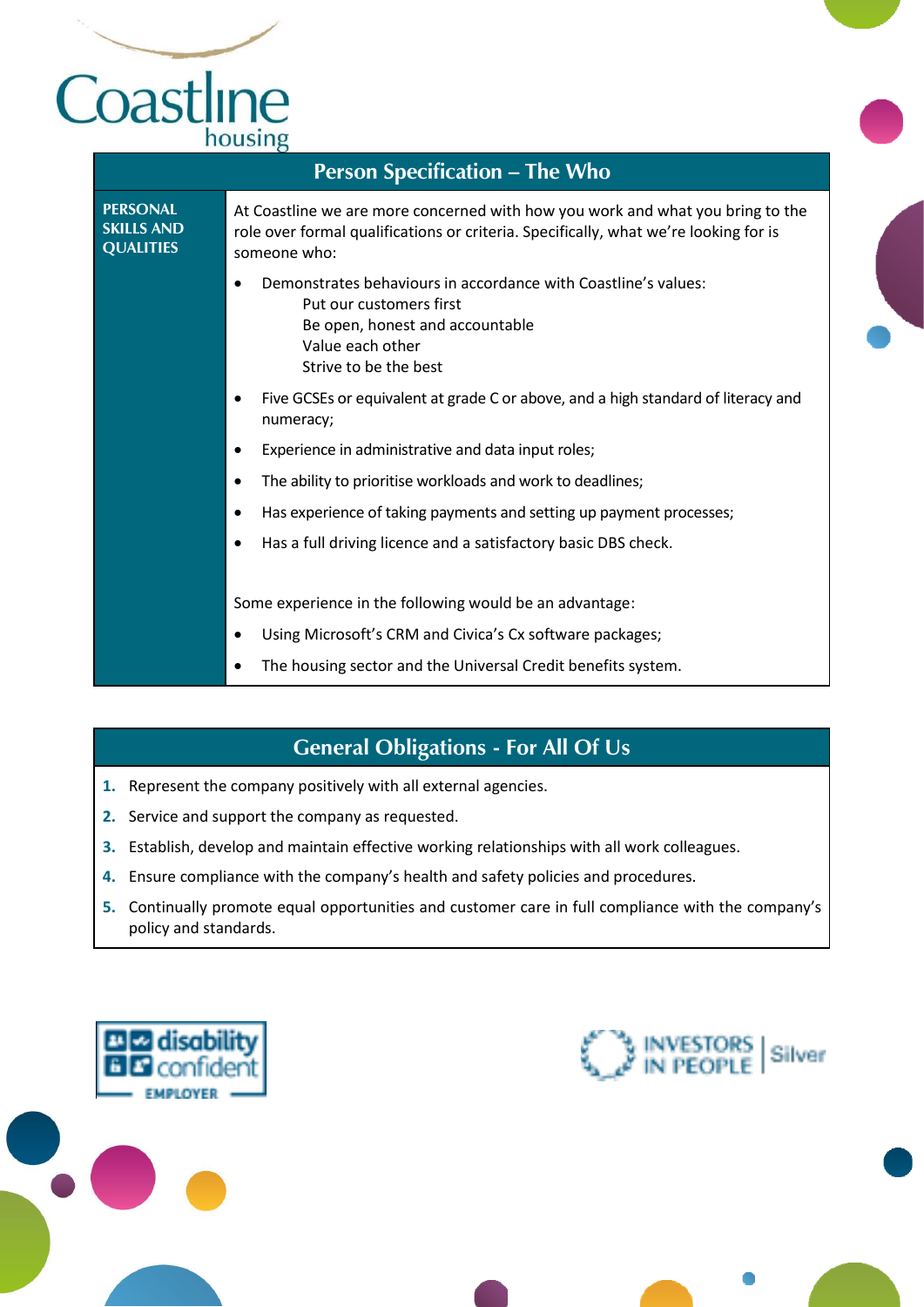## Person Specification – The Who

| | |
|---|---|
| **PERSONAL SKILLS AND QUALITIES** | At Coastline we are more concerned with how you work and what you bring to the role over formal qualifications or criteria. Specifically, what we're looking for is someone who:<br>• Demonstrates behaviours in accordance with Coastline's values:<br>Put our customers first<br>Be open, honest and accountable<br>Value each other<br>Strive to be the best<br>• Five GCSEs or equivalent at grade C or above, and a high standard of literacy and numeracy;<br>• Experience in administrative and data input roles;<br>• The ability to prioritise workloads and work to deadlines;<br>• Has experience of taking payments and setting up payment processes;<br>• Has a full driving licence and a satisfactory basic DBS check.<br><br>Some experience in the following would be an advantage:<br>• Using Microsoft's CRM and Civica's Cx software packages;<br>• The housing sector and the Universal Credit benefits system. |

## General Obligations - For All Of Us

1. Represent the company positively with all external agencies.
2. Service and support the company as requested.
3. Establish, develop and maintain effective working relationships with all work colleagues.
4. Ensure compliance with the company's health and safety policies and procedures.
5. Continually promote equal opportunities and customer care in full compliance with the company's policy and standards.